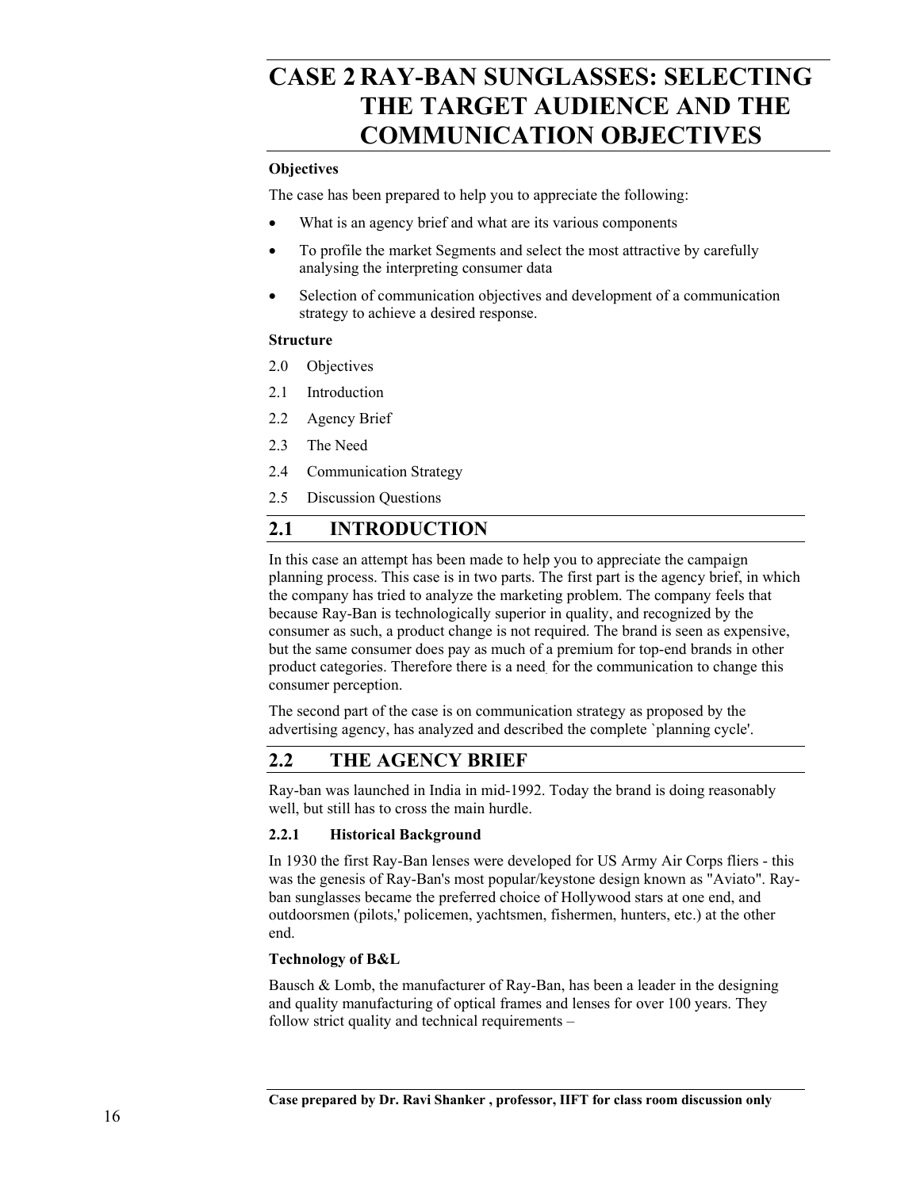# CASE 2 RAY-BAN SUNGLASSES: SELECTING THE TARGET AUDIENCE AND THE COMMUNICATION OBJECTIVES

**Objectives**

The case has been prepared to help you to appreciate the following:

- What is an agency brief and what are its various components
- To profile the market Segments and select the most attractive by carefully analysing the interpreting consumer data
- Selection of communication objectives and development of a communication strategy to achieve a desired response.

**Structure**

2.0 Objectives

2.1 Introduction

2.2 Agency Brief

2.3 The Need

2.4 Communication Strategy

2.5 Discussion Questions

## 2.1 INTRODUCTION

In this case an attempt has been made to help you to appreciate the campaign planning process. This case is in two parts. The first part is the agency brief, in which the company has tried to analyze the marketing problem. The company feels that because Ray-Ban is technologically superior in quality, and recognized by the consumer as such, a product change is not required. The brand is seen as expensive, but the same consumer does pay as much of a premium for top-end brands in other product categories. Therefore there is a need for the communication to change this consumer perception.

The second part of the case is on communication strategy as proposed by the advertising agency, has analyzed and described the complete `planning cycle'.

## 2.2 THE AGENCY BRIEF

Ray-ban was launched in India in mid-1992. Today the brand is doing reasonably well, but still has to cross the main hurdle.

### 2.2.1 Historical Background

In 1930 the first Ray-Ban lenses were developed for US Army Air Corps fliers - this was the genesis of Ray-Ban's most popular/keystone design known as "Aviato". Ray-ban sunglasses became the preferred choice of Hollywood stars at one end, and outdoorsmen (pilots,' policemen, yachtsmen, fishermen, hunters, etc.) at the other end.

**Technology of B&L**

Bausch & Lomb, the manufacturer of Ray-Ban, has been a leader in the designing and quality manufacturing of optical frames and lenses for over 100 years. They follow strict quality and technical requirements –

**Case prepared by Dr. Ravi Shanker , professor, IIFT for class room discussion only**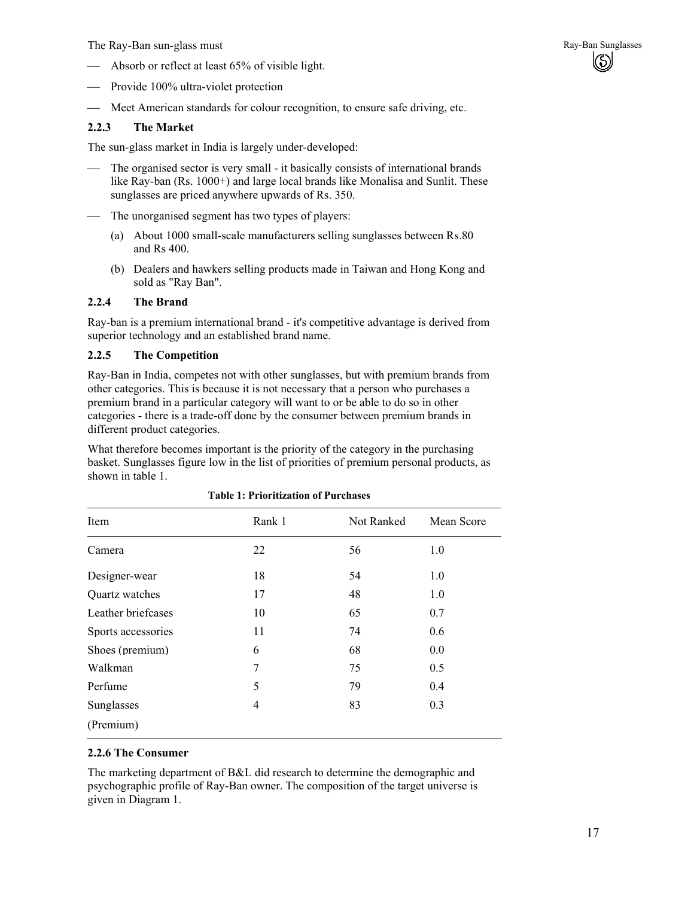The Ray-Ban sun-glass must

- Absorb or reflect at least 65% of visible light.
- Provide 100% ultra-violet protection
- Meet American standards for colour recognition, to ensure safe driving, etc.

### 2.2.3 The Market

The sun-glass market in India is largely under-developed:

- The organised sector is very small - it basically consists of international brands like Ray-ban (Rs. 1000+) and large local brands like Monalisa and Sunlit. These sunglasses are priced anywhere upwards of Rs. 350.
- The unorganised segment has two types of players:
  (a) About 1000 small-scale manufacturers selling sunglasses between Rs.80 and Rs 400.
  (b) Dealers and hawkers selling products made in Taiwan and Hong Kong and sold as "Ray Ban".

### 2.2.4 The Brand

Ray-ban is a premium international brand - it's competitive advantage is derived from superior technology and an established brand name.

### 2.2.5 The Competition

Ray-Ban in India, competes not with other sunglasses, but with premium brands from other categories. This is because it is not necessary that a person who purchases a premium brand in a particular category will want to or be able to do so in other categories - there is a trade-off done by the consumer between premium brands in different product categories.

What therefore becomes important is the priority of the category in the purchasing basket. Sunglasses figure low in the list of priorities of premium personal products, as shown in table 1.

**Table 1: Prioritization of Purchases**

| Item | Rank 1 | Not Ranked | Mean Score |
| --- | --- | --- | --- |
| Camera | 22 | 56 | 1.0 |
| Designer-wear | 18 | 54 | 1.0 |
| Quartz watches | 17 | 48 | 1.0 |
| Leather briefcases | 10 | 65 | 0.7 |
| Sports accessories | 11 | 74 | 0.6 |
| Shoes (premium) | 6 | 68 | 0.0 |
| Walkman | 7 | 75 | 0.5 |
| Perfume | 5 | 79 | 0.4 |
| Sunglasses (Premium) | 4 | 83 | 0.3 |

### 2.2.6 The Consumer

The marketing department of B&L did research to determine the demographic and psychographic profile of Ray-Ban owner. The composition of the target universe is given in Diagram 1.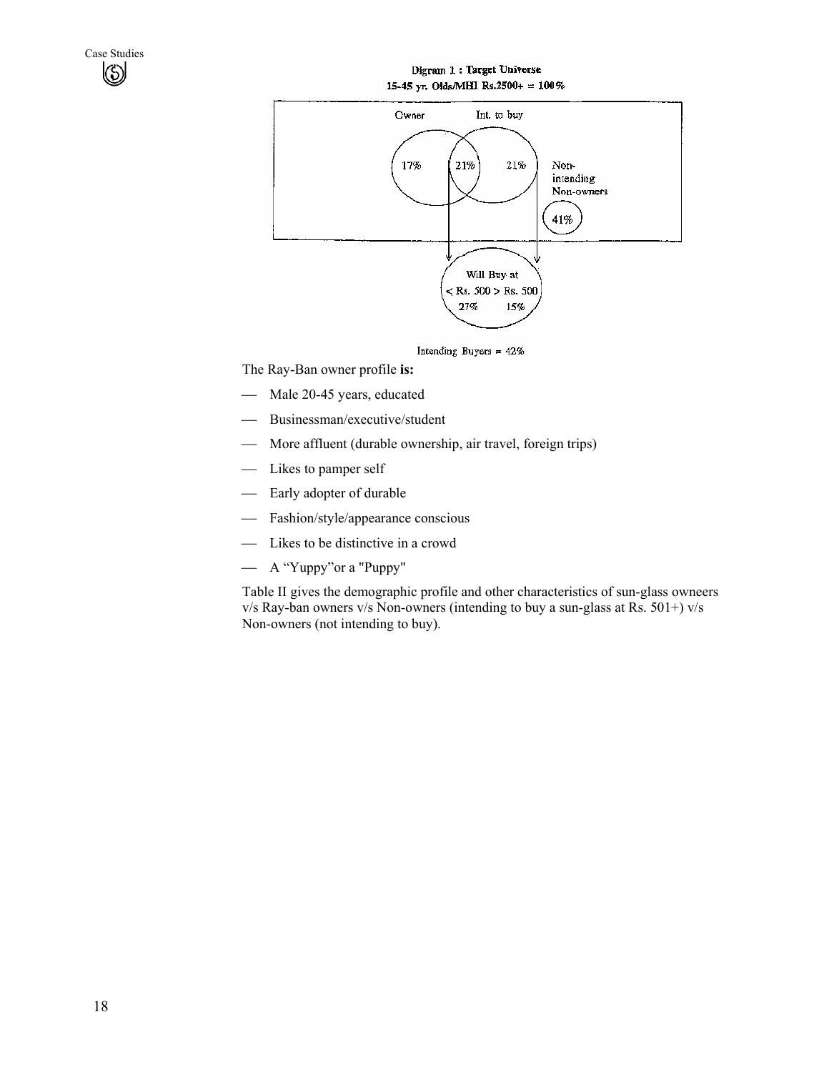Digram 1 : Target Universe

15-45 yr. Olds/MHI Rs.2500+ = 100%

Owner — Int. to buy

17% — 21% — 21%

Non-intending Non-owners

41%

Will Buy at

< Rs. 500 > Rs. 500

27% — 15%

Intending Buyers = 42%

The Ray-Ban owner profile **is:**

- Male 20-45 years, educated
- Businessman/executive/student
- More affluent (durable ownership, air travel, foreign trips)
- Likes to pamper self
- Early adopter of durable
- Fashion/style/appearance conscious
- Likes to be distinctive in a crowd
- A "Yuppy"or a "Puppy"

Table II gives the demographic profile and other characteristics of sun-glass owneers v/s Ray-ban owners v/s Non-owners (intending to buy a sun-glass at Rs. 501+) v/s Non-owners (not intending to buy).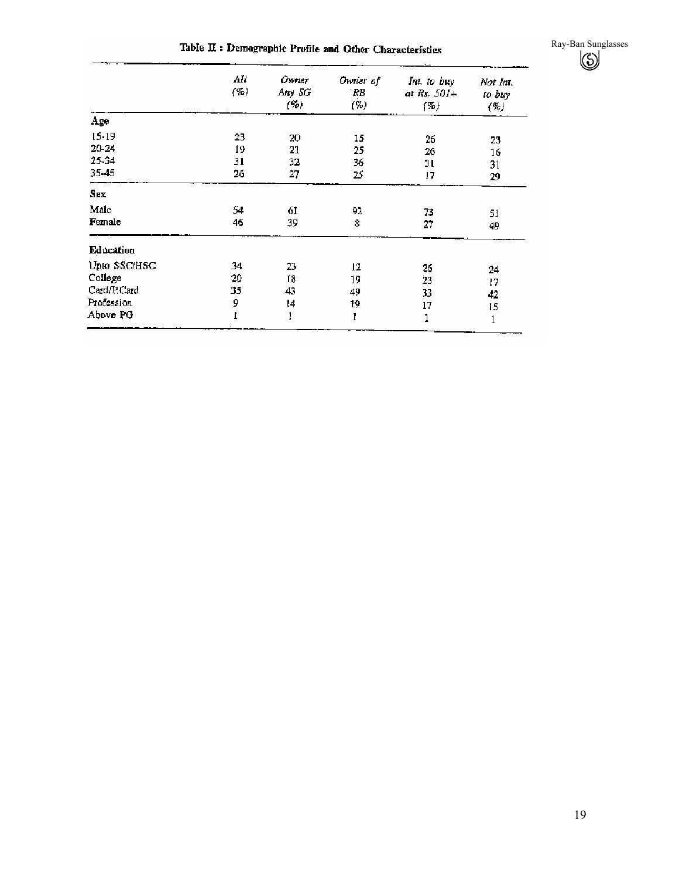**Table II : Demographic Profile and Other Characteristics**

| | All (%) | Owner Any SG (%) | Owner of RB (%) | Int. to buy at Rs. 501+ (%) | Not Int. to buy (%) |
|---|---|---|---|---|---|
| **Age** | | | | | |
| 15-19 | 23 | 20 | 15 | 26 | 23 |
| 20-24 | 19 | 21 | 25 | 26 | 16 |
| 25-34 | 31 | 32 | 36 | 31 | 31 |
| 35-45 | 26 | 27 | 25 | 17 | 29 |
| **Sex** | | | | | |
| Male | 54 | 61 | 92 | 73 | 51 |
| Female | 46 | 39 | 8 | 27 | 49 |
| **Education** | | | | | |
| Upto SSC/HSC | 34 | 23 | 12 | 26 | 24 |
| College | 20 | 18 | 19 | 23 | 17 |
| Card/P.Card | 35 | 43 | 49 | 33 | 42 |
| Profession | 9 | 14 | 19 | 17 | 15 |
| Above PG | 1 | 1 | 1 | 1 | 1 |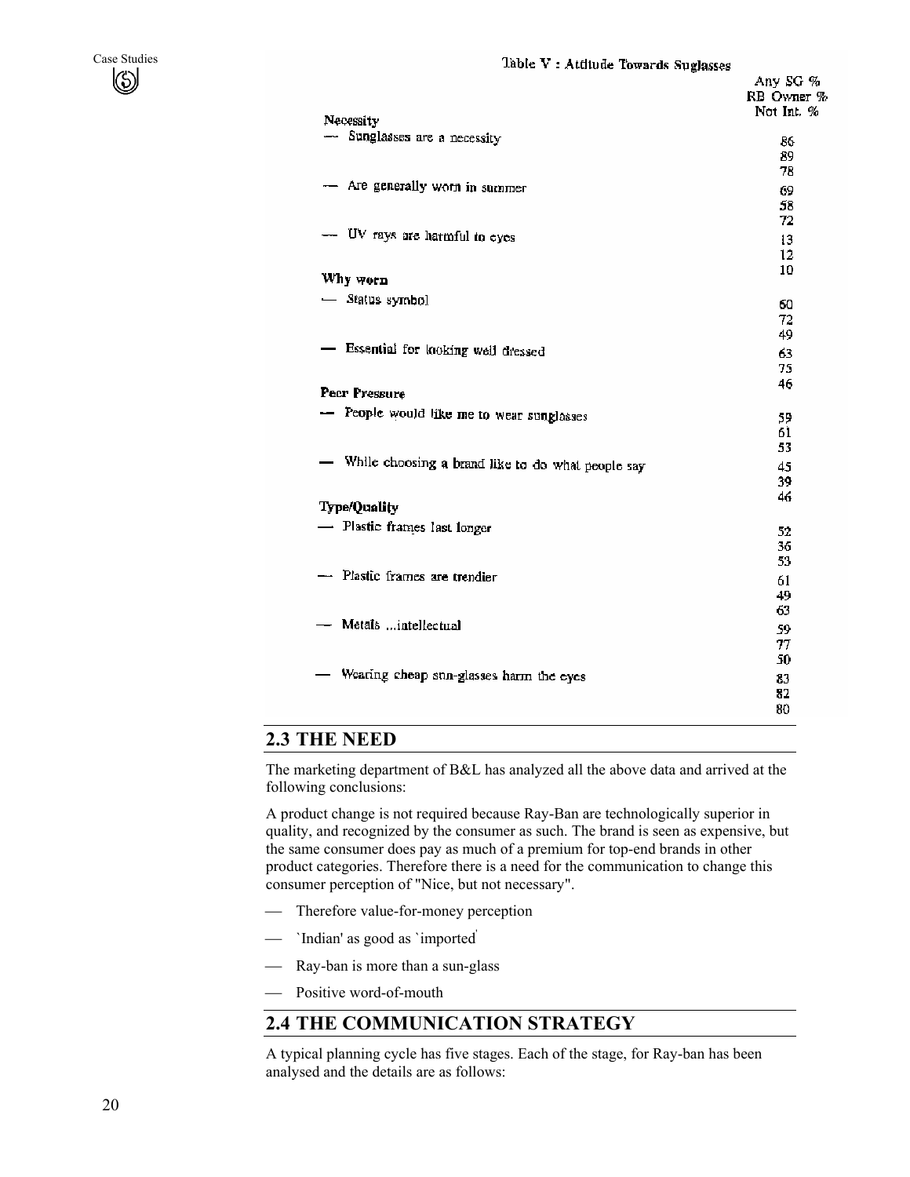Table V : Attitude Towards Suglasses

| | Any SG % | RB Owner % | Not Int. % |
|---|---|---|---|
| **Necessity** | | | |
| — Sunglasses are a necessity | 86 | 89 | 78 |
| — Are generally worn in summer | 69 | 58 | 72 |
| — UV rays are harmful to eyes | 13 | 12 | 10 |
| **Why worn** | | | |
| — Status symbol | 60 | 72 | 49 |
| — Essential for looking well dressed | 63 | 75 | 46 |
| **Peer Pressure** | | | |
| — People would like me to wear sunglasses | 59 | 61 | 53 |
| — While choosing a brand like to do what people say | 45 | 39 | 46 |
| **Type/Quality** | | | |
| — Plastic frames last longer | 52 | 36 | 53 |
| — Plastic frames are trendier | 61 | 49 | 63 |
| — Metals ...intellectual | 59 | 77 | 50 |
| — Wearing cheap sun-glasses harm the eyes | 83 | 82 | 80 |

## 2.3 THE NEED

The marketing department of B&L has analyzed all the above data and arrived at the following conclusions:

A product change is not required because Ray-Ban are technologically superior in quality, and recognized by the consumer as such. The brand is seen as expensive, but the same consumer does pay as much of a premium for top-end brands in other product categories. Therefore there is a need for the communication to change this consumer perception of "Nice, but not necessary".

- Therefore value-for-money perception
- `Indian' as good as `imported'
- Ray-ban is more than a sun-glass
- Positive word-of-mouth

## 2.4 THE COMMUNICATION STRATEGY

A typical planning cycle has five stages. Each of the stage, for Ray-ban has been analysed and the details are as follows: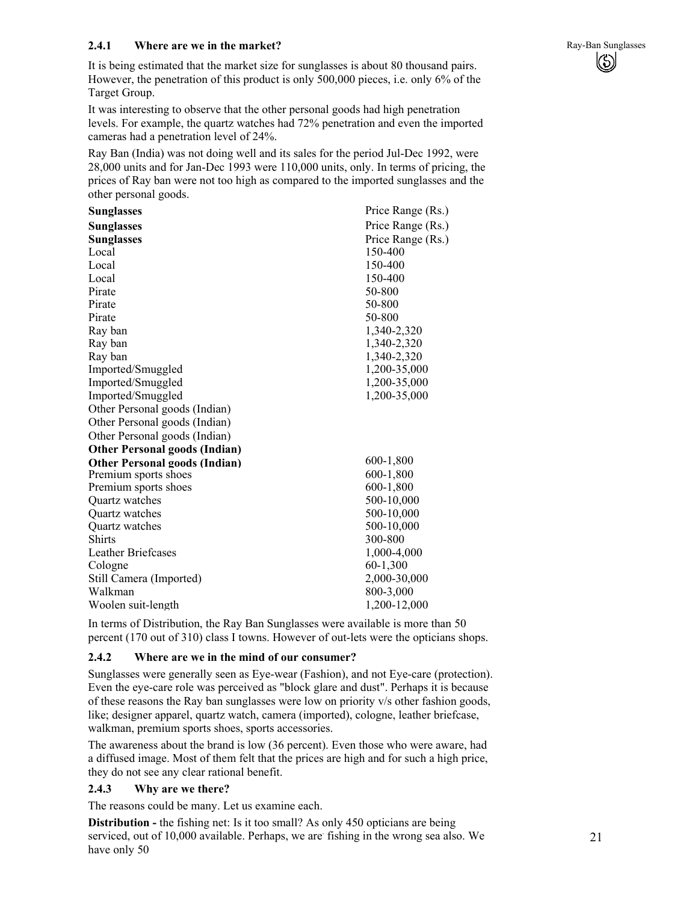### 2.4.1 Where are we in the market?

It is being estimated that the market size for sunglasses is about 80 thousand pairs. However, the penetration of this product is only 500,000 pieces, i.e. only 6% of the Target Group.

It was interesting to observe that the other personal goods had high penetration levels. For example, the quartz watches had 72% penetration and even the imported cameras had a penetration level of 24%.

Ray Ban (India) was not doing well and its sales for the period Jul-Dec 1992, were 28,000 units and for Jan-Dec 1993 were 110,000 units, only. In terms of pricing, the prices of Ray ban were not too high as compared to the imported sunglasses and the other personal goods.

| **Sunglasses** | Price Range (Rs.) |
|---|---|
| Local | 150-400 |
| Pirate | 50-800 |
| Ray ban | 1,340-2,320 |
| Imported/Smuggled | 1,200-35,000 |
| **Other Personal goods (Indian)** | |
| Premium sports shoes | 600-1,800 |
| Quartz watches | 500-10,000 |
| Shirts | 300-800 |
| Leather Briefcases | 1,000-4,000 |
| Cologne | 60-1,300 |
| Still Camera (Imported) | 2,000-30,000 |
| Walkman | 800-3,000 |
| Woolen suit-length | 1,200-12,000 |

In terms of Distribution, the Ray Ban Sunglasses were available is more than 50 percent (170 out of 310) class I towns. However of out-lets were the opticians shops.

### 2.4.2 Where are we in the mind of our consumer?

Sunglasses were generally seen as Eye-wear (Fashion), and not Eye-care (protection). Even the eye-care role was perceived as "block glare and dust". Perhaps it is because of these reasons the Ray ban sunglasses were low on priority v/s other fashion goods, like; designer apparel, quartz watch, camera (imported), cologne, leather briefcase, walkman, premium sports shoes, sports accessories.

The awareness about the brand is low (36 percent). Even those who were aware, had a diffused image. Most of them felt that the prices are high and for such a high price, they do not see any clear rational benefit.

### 2.4.3 Why are we there?

The reasons could be many. Let us examine each.

**Distribution -** the fishing net: Is it too small? As only 450 opticians are being serviced, out of 10,000 available. Perhaps, we are fishing in the wrong sea also. We have only 50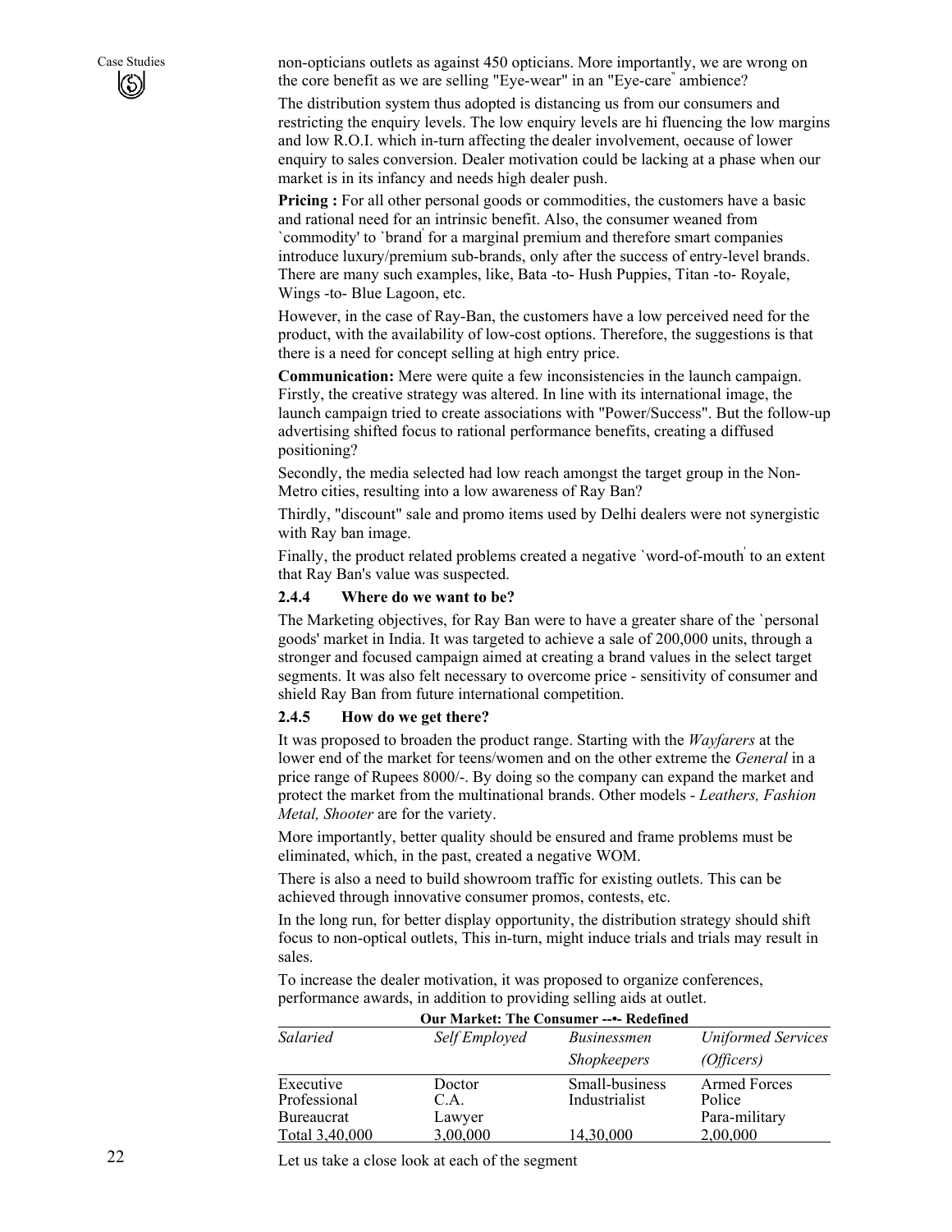non-opticians outlets as against 450 opticians. More importantly, we are wrong on the core benefit as we are selling "Eye-wear" in an "Eye-care" ambience?

The distribution system thus adopted is distancing us from our consumers and restricting the enquiry levels. The low enquiry levels are hi fluencing the low margins and low R.O.I. which in-turn affecting the dealer involvement, oecause of lower enquiry to sales conversion. Dealer motivation could be lacking at a phase when our market is in its infancy and needs high dealer push.

**Pricing :** For all other personal goods or commodities, the customers have a basic and rational need for an intrinsic benefit. Also, the consumer weaned from `commodity' to `brand' for a marginal premium and therefore smart companies introduce luxury/premium sub-brands, only after the success of entry-level brands. There are many such examples, like, Bata -to- Hush Puppies, Titan -to- Royale, Wings -to- Blue Lagoon, etc.

However, in the case of Ray-Ban, the customers have a low perceived need for the product, with the availability of low-cost options. Therefore, the suggestions is that there is a need for concept selling at high entry price.

**Communication:** Mere were quite a few inconsistencies in the launch campaign. Firstly, the creative strategy was altered. In line with its international image, the launch campaign tried to create associations with "Power/Success". But the follow-up advertising shifted focus to rational performance benefits, creating a diffused positioning?

Secondly, the media selected had low reach amongst the target group in the Non-Metro cities, resulting into a low awareness of Ray Ban?

Thirdly, "discount" sale and promo items used by Delhi dealers were not synergistic with Ray ban image.

Finally, the product related problems created a negative `word-of-mouth' to an extent that Ray Ban's value was suspected.

### 2.4.4 Where do we want to be?

The Marketing objectives, for Ray Ban were to have a greater share of the `personal goods' market in India. It was targeted to achieve a sale of 200,000 units, through a stronger and focused campaign aimed at creating a brand values in the select target segments. It was also felt necessary to overcome price - sensitivity of consumer and shield Ray Ban from future international competition.

### 2.4.5 How do we get there?

It was proposed to broaden the product range. Starting with the *Wayfarers* at the lower end of the market for teens/women and on the other extreme the *General* in a price range of Rupees 8000/-. By doing so the company can expand the market and protect the market from the multinational brands. Other models - *Leathers, Fashion Metal, Shooter* are for the variety.

More importantly, better quality should be ensured and frame problems must be eliminated, which, in the past, created a negative WOM.

There is also a need to build showroom traffic for existing outlets. This can be achieved through innovative consumer promos, contests, etc.

In the long run, for better display opportunity, the distribution strategy should shift focus to non-optical outlets, This in-turn, might induce trials and trials may result in sales.

To increase the dealer motivation, it was proposed to organize conferences, performance awards, in addition to providing selling aids at outlet.

**Our Market: The Consumer --•- Redefined**

| *Salaried* | *Self Employed* | *Businessmen Shopkeepers* | *Uniformed Services (Officers)* |
|---|---|---|---|
| Executive | Doctor | Small-business | Armed Forces |
| Professional | C.A. | Industrialist | Police |
| Bureaucrat | Lawyer | | Para-military |
| Total 3,40,000 | 3,00,000 | 14,30,000 | 2,00,000 |

Let us take a close look at each of the segment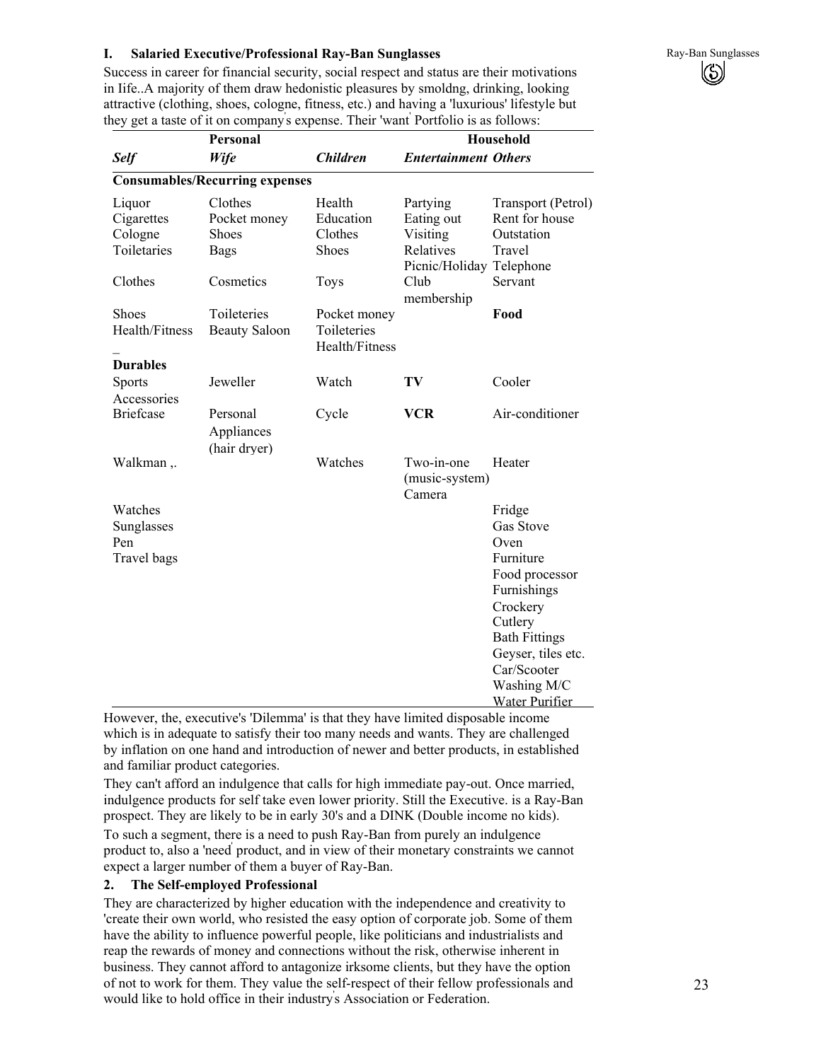## I. Salaried Executive/Professional Ray-Ban Sunglasses

Success in career for financial security, social respect and status are their motivations in Iife..A majority of them draw hedonistic pleasures by smoldng, drinking, looking attractive (clothing, shoes, cologne, fitness, etc.) and having a 'luxurious' lifestyle but they get a taste of it on company's expense. Their 'want' Portfolio is as follows:

| | Personal | | Household | |
|---|---|---|---|---|
| ***Self*** | ***Wife*** | ***Children*** | ***Entertainment*** | ***Others*** |
| **Consumables/Recurring expenses** | | | | |
| Liquor | Clothes | Health | Partying | Transport (Petrol) |
| Cigarettes | Pocket money | Education | Eating out | Rent for house |
| Cologne | Shoes | Clothes | Visiting | Outstation |
| Toiletaries | Bags | Shoes | Relatives | Travel |
| | | | Picnic/Holiday | Telephone |
| Clothes | Cosmetics | Toys | Club membership | Servant |
| Shoes | Toileteries | Pocket money | | **Food** |
| Health/Fitness | Beauty Saloon | Toileteries | | |
| | | Health/Fitness | | |
| **Durables** | | | | |
| Sports Accessories | Jeweller | Watch | **TV** | Cooler |
| Briefcase | Personal Appliances (hair dryer) | Cycle | **VCR** | Air-conditioner |
| Walkman ,. | | Watches | Two-in-one (music-system) Camera | Heater |
| Watches | | | | Fridge |
| Sunglasses | | | | Gas Stove |
| Pen | | | | Oven |
| Travel bags | | | | Furniture |
| | | | | Food processor |
| | | | | Furnishings |
| | | | | Crockery |
| | | | | Cutlery |
| | | | | Bath Fittings |
| | | | | Geyser, tiles etc. |
| | | | | Car/Scooter |
| | | | | Washing M/C |
| | | | | Water Purifier |

However, the, executive's 'Dilemma' is that they have limited disposable income which is in adequate to satisfy their too many needs and wants. They are challenged by inflation on one hand and introduction of newer and better products, in established and familiar product categories.

They can't afford an indulgence that calls for high immediate pay-out. Once married, indulgence products for self take even lower priority. Still the Executive. is a Ray-Ban prospect. They are likely to be in early 30's and a DINK (Double income no kids).

To such a segment, there is a need to push Ray-Ban from purely an indulgence product to, also a 'need' product, and in view of their monetary constraints we cannot expect a larger number of them a buyer of Ray-Ban.

## 2. The Self-employed Professional

They are characterized by higher education with the independence and creativity to 'create their own world, who resisted the easy option of corporate job. Some of them have the ability to influence powerful people, like politicians and industrialists and reap the rewards of money and connections without the risk, otherwise inherent in business. They cannot afford to antagonize irksome clients, but they have the option of not to work for them. They value the self-respect of their fellow professionals and would like to hold office in their industry's Association or Federation.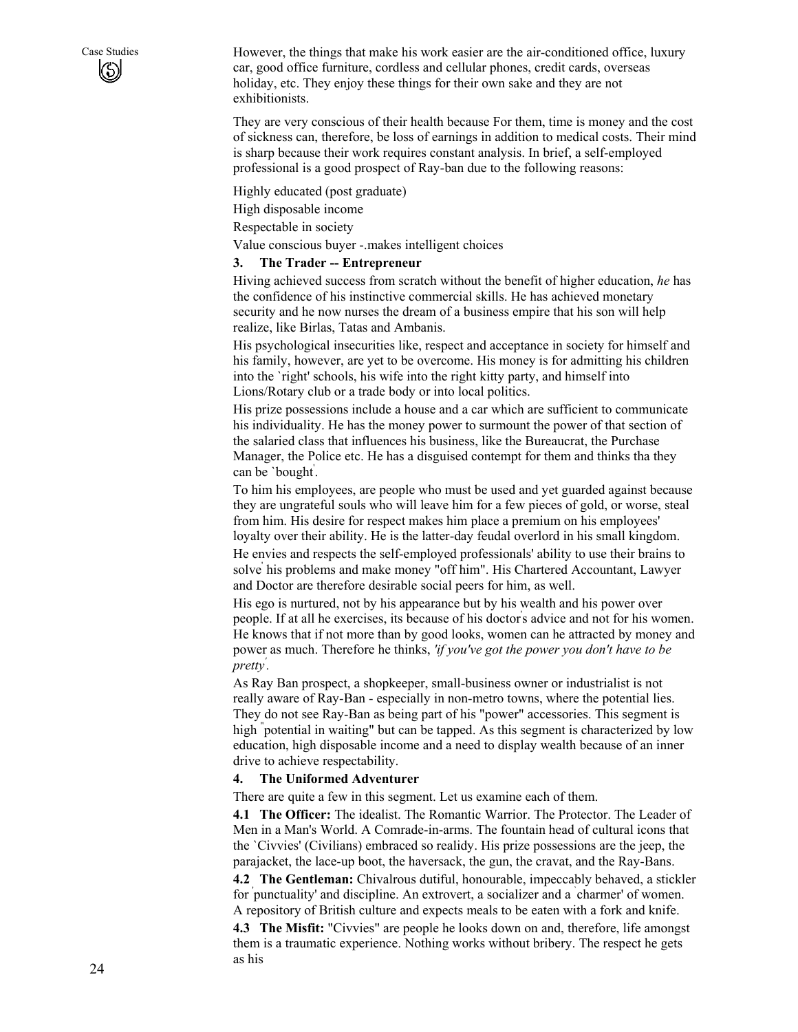However, the things that make his work easier are the air-conditioned office, luxury car, good office furniture, cordless and cellular phones, credit cards, overseas holiday, etc. They enjoy these things for their own sake and they are not exhibitionists.

They are very conscious of their health because For them, time is money and the cost of sickness can, therefore, be loss of earnings in addition to medical costs. Their mind is sharp because their work requires constant analysis. In brief, a self-employed professional is a good prospect of Ray-ban due to the following reasons:

Highly educated (post graduate)

High disposable income

Respectable in society

Value conscious buyer -.makes intelligent choices

### 3. The Trader -- Entrepreneur

Hiving achieved success from scratch without the benefit of higher education, *he* has the confidence of his instinctive commercial skills. He has achieved monetary security and he now nurses the dream of a business empire that his son will help realize, like Birlas, Tatas and Ambanis.

His psychological insecurities like, respect and acceptance in society for himself and his family, however, are yet to be overcome. His money is for admitting his children into the `right' schools, his wife into the right kitty party, and himself into Lions/Rotary club or a trade body or into local politics.

His prize possessions include a house and a car which are sufficient to communicate his individuality. He has the money power to surmount the power of that section of the salaried class that influences his business, like the Bureaucrat, the Purchase Manager, the Police etc. He has a disguised contempt for them and thinks tha they can be `bought'.

To him his employees, are people who must be used and yet guarded against because they are ungrateful souls who will leave him for a few pieces of gold, or worse, steal from him. His desire for respect makes him place a premium on his employees' loyalty over their ability. He is the latter-day feudal overlord in his small kingdom.

He envies and respects the self-employed professionals' ability to use their brains to solve his problems and make money "off him". His Chartered Accountant, Lawyer and Doctor are therefore desirable social peers for him, as well.

His ego is nurtured, not by his appearance but by his wealth and his power over people. If at all he exercises, its because of his doctor's advice and not for his women. He knows that if not more than by good looks, women can he attracted by money and power as much. Therefore he thinks, *'if you've got the power you don't have to be pretty'.*

As Ray Ban prospect, a shopkeeper, small-business owner or industrialist is not really aware of Ray-Ban - especially in non-metro towns, where the potential lies. They do not see Ray-Ban as being part of his "power" accessories. This segment is high "potential in waiting" but can be tapped. As this segment is characterized by low education, high disposable income and a need to display wealth because of an inner drive to achieve respectability.

### 4. The Uniformed Adventurer

There are quite a few in this segment. Let us examine each of them.

**4.1 The Officer:** The idealist. The Romantic Warrior. The Protector. The Leader of Men in a Man's World. A Comrade-in-arms. The fountain head of cultural icons that the `Civvies' (Civilians) embraced so realidy. His prize possessions are the jeep, the parajacket, the lace-up boot, the haversack, the gun, the cravat, and the Ray-Bans.

**4.2 The Gentleman:** Chivalrous dutiful, honourable, impeccably behaved, a stickler for 'punctuality' and discipline. An extrovert, a socializer and a 'charmer' of women. A repository of British culture and expects meals to be eaten with a fork and knife.

**4.3 The Misfit:** "Civvies" are people he looks down on and, therefore, life amongst them is a traumatic experience. Nothing works without bribery. The respect he gets as his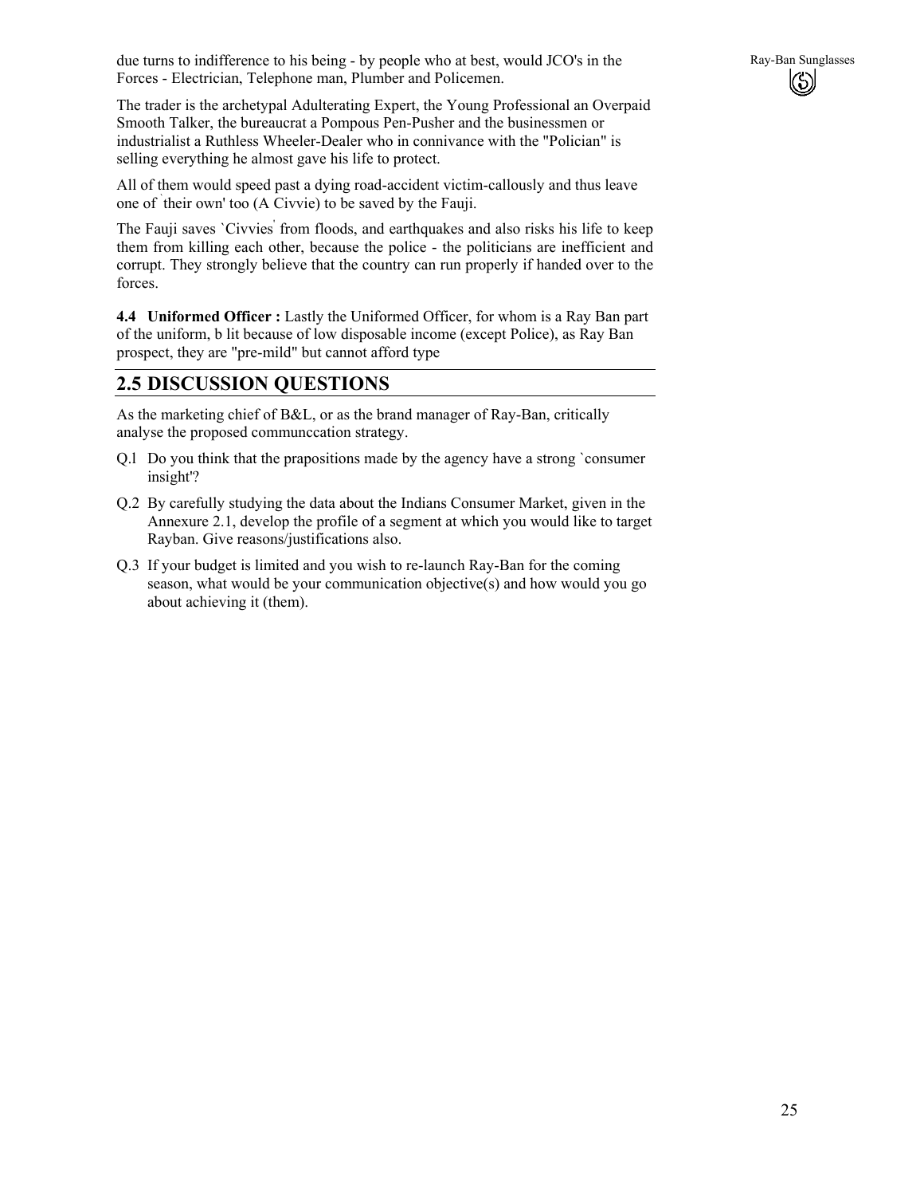due turns to indifference to his being - by people who at best, would JCO's in the Forces - Electrician, Telephone man, Plumber and Policemen.

The trader is the archetypal Adulterating Expert, the Young Professional an Overpaid Smooth Talker, the bureaucrat a Pompous Pen-Pusher and the businessmen or industrialist a Ruthless Wheeler-Dealer who in connivance with the "Polician" is selling everything he almost gave his life to protect.

All of them would speed past a dying road-accident victim-callously and thus leave one of `their own' too (A Civvie) to be saved by the Fauji.

The Fauji saves `Civvies' from floods, and earthquakes and also risks his life to keep them from killing each other, because the police - the politicians are inefficient and corrupt. They strongly believe that the country can run properly if handed over to the forces.

**4.4 Uniformed Officer :** Lastly the Uniformed Officer, for whom is a Ray Ban part of the uniform, b lit because of low disposable income (except Police), as Ray Ban prospect, they are "pre-mild" but cannot afford type

## 2.5 DISCUSSION QUESTIONS

As the marketing chief of B&L, or as the brand manager of Ray-Ban, critically analyse the proposed communccation strategy.

Q.1 Do you think that the prapositions made by the agency have a strong `consumer insight'?

Q.2 By carefully studying the data about the Indians Consumer Market, given in the Annexure 2.1, develop the profile of a segment at which you would like to target Rayban. Give reasons/justifications also.

Q.3 If your budget is limited and you wish to re-launch Ray-Ban for the coming season, what would be your communication objective(s) and how would you go about achieving it (them).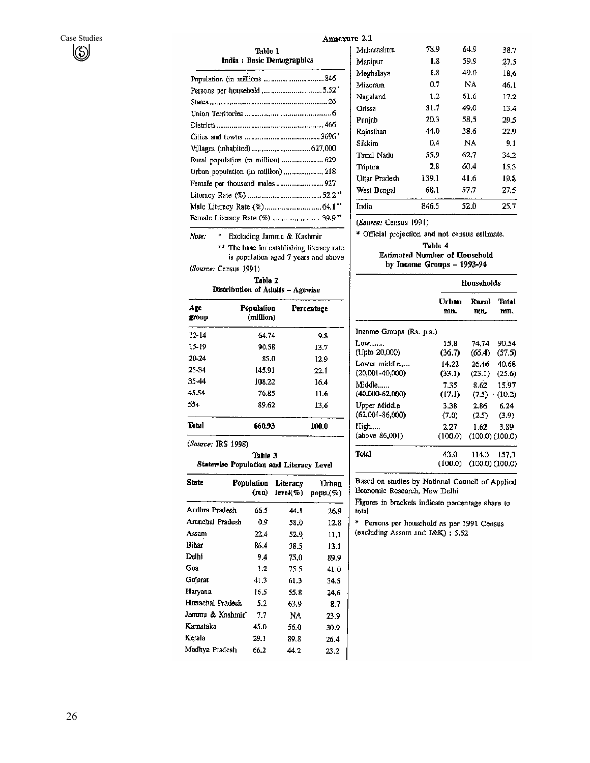## Annexure 2.1

### Table 1
**India : Basic Demographics**

| | |
|---|---|
| Population (in millions | 846 |
| Persons per household | 5.52* |
| States | 26 |
| Union Territories | 6 |
| Districts | 466 |
| Cities and towns | 3696* |
| Villages (inhabited) | 627,000 |
| Rural population (in million) | 629 |
| Urban population (in million) | 218 |
| Female per thousand males | 927 |
| Literacy Rate (%) | 52.2** |
| Male Literacy Rate (%) | 64.1** |
| Female Literacy Rate (%) | 39.9** |

Note: * Excluding Jammu & Kashmir

** The base for establishing literacy rate is population aged 7 years and above

(*Source:* Census 1991)

### Table 2
**Distribution of Adults – Agewise**

| Age group | Population (million) | Percentage |
|---|---|---|
| 12-14 | 64.74 | 9.8 |
| 15-19 | 90.58 | 13.7 |
| 20-24 | 85.0 | 12.9 |
| 25-34 | 145.91 | 22.1 |
| 35-44 | 108.22 | 16.4 |
| 45.54 | 76.85 | 11.6 |
| 55+ | 89.62 | 13.6 |
| **Total** | **660.93** | **100.0** |

(*Source:* IRS 1998)

### Table 3
**Statewise Population and Literacy Level**

| State | Population (mn) | Literacy level(%) | Urban popu.(%) |
|---|---|---|---|
| Andhra Pradesh | 66.5 | 44.1 | 26.9 |
| Arunchal Pradesh | 0.9 | 58.0 | 12.8 |
| Assam | 22.4 | 52.9 | 11.1 |
| Bihar | 86.4 | 38.5 | 13.1 |
| Delhi | 9.4 | 75.0 | 89.9 |
| Goa | 1.2 | 75.5 | 41.0 |
| Gujarat | 41.3 | 61.3 | 34.5 |
| Haryana | 16.5 | 55.8 | 24.6 |
| Himachal Pradesh | 5.2 | 63.9 | 8.7 |
| Jammu & Kashmir* | 7.7 | NA | 23.9 |
| Karnataka | 45.0 | 56.0 | 30.9 |
| Kerala | 29.1 | 89.8 | 26.4 |
| Madhya Pradesh | 66.2 | 44.2 | 23.2 |
| Maharashtra | 78.9 | 64.9 | 38.7 |
| Manipur | 1.8 | 59.9 | 27.5 |
| Meghalaya | 1.8 | 49.0 | 18.6 |
| Mizoram | 0.7 | NA | 46.1 |
| Nagaland | 1.2 | 61.6 | 17.2 |
| Orissa | 31.7 | 49.0 | 13.4 |
| Punjab | 20.3 | 58.5 | 29.5 |
| Rajasthan | 44.0 | 38.6 | 22.9 |
| Sikkim | 0.4 | NA | 9.1 |
| Tamil Nadu | 55.9 | 62.7 | 34.2 |
| Tripura | 2.8 | 60.4 | 15.3 |
| Uttar Pradesh | 139.1 | 41.6 | 19.8 |
| West Bengal | 68.1 | 57.7 | 27.5 |
| India | 846.5 | 52.0 | 25.7 |

(*Source:* Census 1991)

\* Official projection and not census estimate.

### Table 4
**Estimated Number of Household by Income Groups – 1993-94**

| | Households | | |
|---|---|---|---|
| | Urban mn. | Rural mn. | Total mn. |
| Income Groups (Rs. p.a.) | | | |
| Low....... (Upto 20,000) | 15.8 (36.7) | 74.74 (65.4) | 90.54 (57.5) |
| Lower middle..... (20,001-40,000) | 14.22 (33.1) | 26.46 (23.1) | 40.68 (25.6) |
| Middle...... (40,000-62,000) | 7.35 (17.1) | 8.62 (7.5) | 15.97 (10.2) |
| Upper Middle (62,001-86,000) | 3.38 (7.0) | 2.86 (2.5) | 6.24 (3.9) |
| High..... (above 86,001) | 2.27 (100.0) | 1.62 (100.0) | 3.89 (100.0) |
| Total | 43.0 (100.0) | 114.3 (100.0) | 157.3 (100.0) |

Based on studies by National Council of Applied Economic Research, New Delhi

Figures in brackets indicate percentage share to total

\* Persons per household as per 1991 Census (excluding Assam and J&K) : 5.52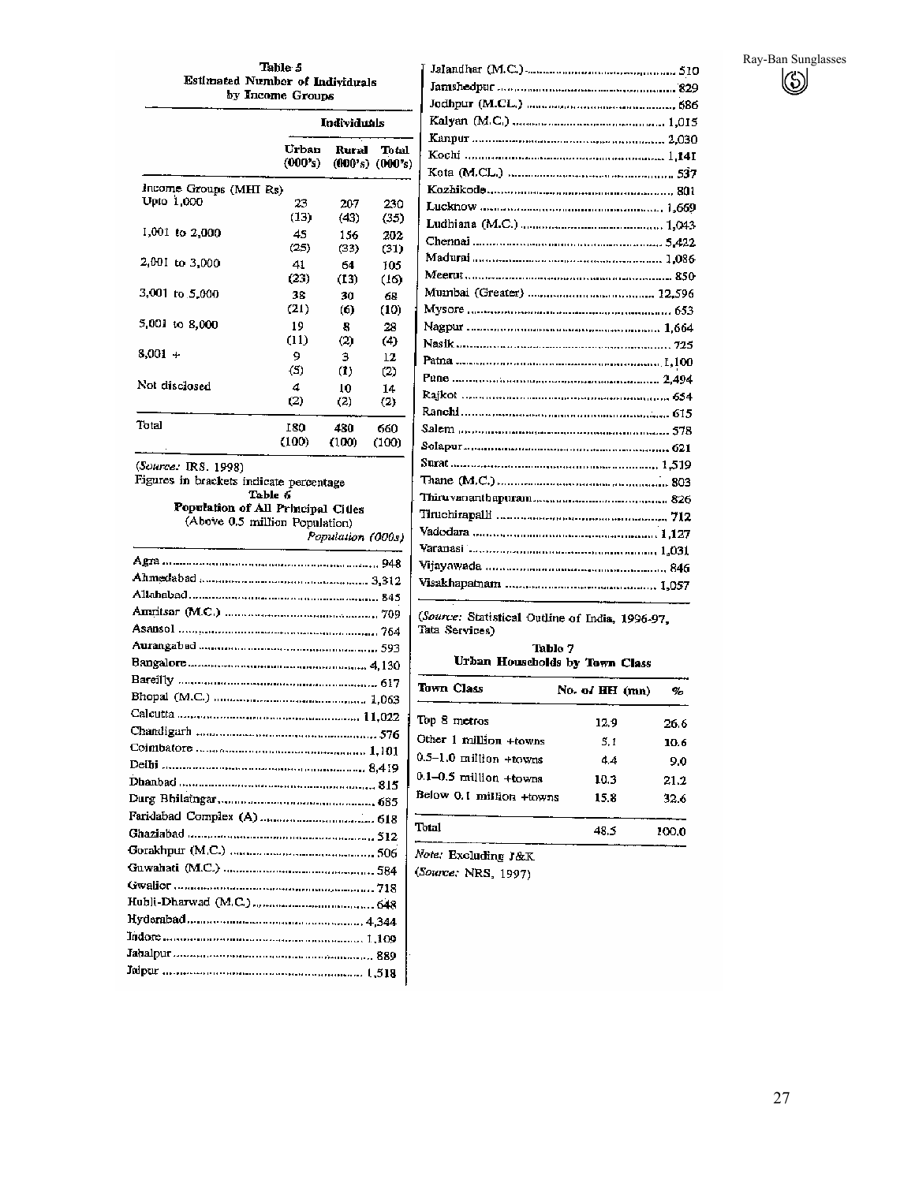**Table 5**
**Estimated Number of Individuals by Income Groups**

| | Individuals | | |
|---|---|---|---|
| | Urban (000's) | Rural (000's) | Total (000's) |
| Income Groups (MHI Rs) | | | |
| Upto 1,000 | 23 (13) | 207 (43) | 230 (35) |
| 1,001 to 2,000 | 45 (25) | 156 (33) | 202 (31) |
| 2,001 to 3,000 | 41 (23) | 64 (13) | 105 (16) |
| 3,001 to 5,000 | 38 (21) | 30 (6) | 68 (10) |
| 5,001 to 8,000 | 19 (11) | 8 (2) | 28 (4) |
| 8,001 + | 9 (5) | 3 (1) | 12 (2) |
| Not disclosed | 4 (2) | 10 (2) | 14 (2) |
| Total | 180 (100) | 480 (100) | 660 (100) |

(*Source:* IRS. 1998)
Figures in brackets indicate percentage

**Table 6**
**Population of All Principal Cities**
(Above 0.5 million Population)

| City | Population (000s) |
|---|---|
| Agra | 948 |
| Ahmedabad | 3,312 |
| Allahabad | 845 |
| Amritsar (M.C.) | 709 |
| Asansol | 764 |
| Aurangabad | 593 |
| Bangalore | 4,130 |
| Bareilly | 617 |
| Bhopal (M.C.) | 1,063 |
| Calcutta | 11,022 |
| Chandigarh | 576 |
| Coimbatore | 1,101 |
| Delhi | 8,419 |
| Dhanbad | 815 |
| Durg Bhilainagar | 685 |
| Faridabad Complex (A) | 618 |
| Ghaziabad | 512 |
| Gorakhpur (M.C.) | 506 |
| Guwahati (M.C.) | 584 |
| Gwalior | 718 |
| Hubli-Dharwad (M.C.) | 648 |
| Hyderabad | 4,344 |
| Indore | 1,109 |
| Jabalpur | 889 |
| Jaipur | 1,518 |
| Jalandhar (M.C.) | 510 |
| Jamshedpur | 829 |
| Jodhpur (M.CL.) | 686 |
| Kalyan (M.C.) | 1,015 |
| Kanpur | 2,030 |
| Kochi | 1,141 |
| Kota (M.CL.) | 537 |
| Kozhikode | 801 |
| Lucknow | 1,669 |
| Ludhiana (M.C.) | 1,043 |
| Chennai | 5,422 |
| Madurai | 1,086 |
| Meerut | 850 |
| Mumbai (Greater) | 12,596 |
| Mysore | 653 |
| Nagpur | 1,664 |
| Nasik | 725 |
| Patna | 1,100 |
| Pune | 2,494 |
| Rajkot | 654 |
| Ranchi | 615 |
| Salem | 578 |
| Solapur | 621 |
| Surat | 1,519 |
| Thane (M.C.) | 803 |
| Thiruvananthapuram | 826 |
| Tiruchirapalli | 712 |
| Vadodara | 1,127 |
| Varanasi | 1,031 |
| Vijayawada | 846 |
| Visakhapatnam | 1,057 |

(*Source:* Statistical Outline of India, 1996-97, Tata Services)

**Table 7**
**Urban Households by Town Class**

| Town Class | No. of HH (mn) | % |
|---|---|---|
| Top 8 metros | 12.9 | 26.6 |
| Other 1 million +towns | 5.1 | 10.6 |
| 0.5–1.0 million +towns | 4.4 | 9.0 |
| 0.1–0.5 million +towns | 10.3 | 21.2 |
| Below 0.1 million +towns | 15.8 | 32.6 |
| Total | 48.5 | 100.0 |

*Note:* Excluding J&K
(*Source:* NRS, 1997)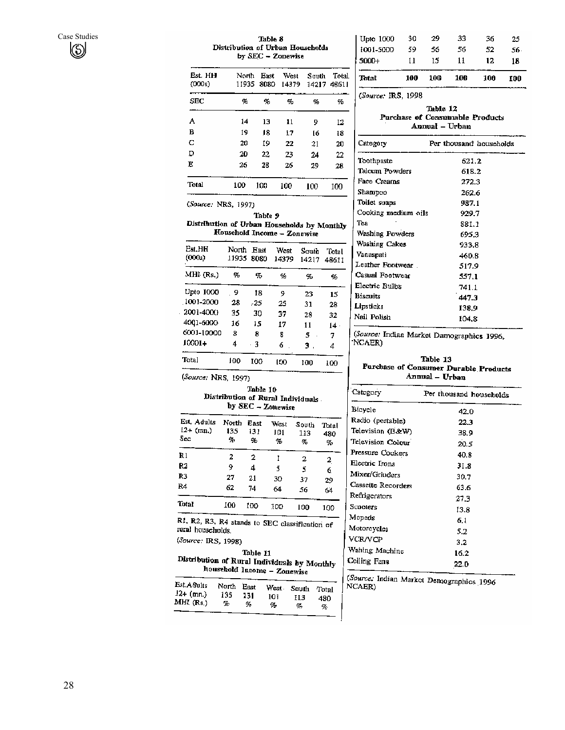### Table 8
**Distribution of Urban Households by SEC – Zonewise**

| Est. HH (000s) | North 11935 | East 8080 | West 14379 | South 14217 | Total 48611 |
|---|---|---|---|---|---|
| SEC | % | % | % | % | % |
| A | 14 | 13 | 11 | 9 | 12 |
| B | 19 | 18 | 17 | 16 | 18 |
| C | 20 | 19 | 22 | 21 | 20 |
| D | 20 | 22 | 23 | 24 | 22 |
| E | 26 | 28 | 26 | 29 | 28 |
| Total | 100 | 100 | 100 | 100 | 100 |

(*Source:* NRS, 1997)

### Table 9
**Distribution of Urban Households by Monthly Household Income – Zonewise**

| Est.HH (000s) | North 11935 | East 8080 | West 14379 | South 14217 | Total 48611 |
|---|---|---|---|---|---|
| MHI (Rs.) | % | % | % | % | % |
| Upto 1000 | 9 | 18 | 9 | 23 | 15 |
| 1001-2000 | 28 | 25 | 25 | 31 | 28 |
| 2001-4000 | 35 | 30 | 37 | 28 | 32 |
| 4001-6000 | 16 | 15 | 17 | 11 | 14 |
| 6001-10000 | 8 | 8 | 8 | 5 | 7 |
| 10001+ | 4 | 3 | 6 | 3 | 4 |
| Total | 100 | 100 | 100 | 100 | 100 |

(*Source:* NRS, 1997)

### Table 10
**Distribution of Rural Individuals by SEC – Zonewise**

| Est. Adults 12+ (mn.) Sec | North 135 % | East 131 % | West 101 % | South 113 % | Total 480 % |
|---|---|---|---|---|---|
| R1 | 2 | 2 | 1 | 2 | 2 |
| R2 | 9 | 4 | 5 | 5 | 6 |
| R3 | 27 | 21 | 30 | 37 | 29 |
| R4 | 62 | 74 | 64 | 56 | 64 |
| Total | 100 | 100 | 100 | 100 | 100 |

R1, R2, R3, R4 stands to SEC classification of rural households.

(*Source:* IRS, 1998)

### Table 11
**Distribution of Rural Individuals by Monthly household Income – Zonewise**

| Est.Adults 12+ (mn.) MHI (Rs.) | North 135 % | East 131 % | West 101 % | South 113 % | Total 480 % |
|---|---|---|---|---|---|
| Upto 1000 | 30 | 29 | 33 | 36 | 25 |
| 1001-5000 | 59 | 56 | 56 | 52 | 56 |
| 5000+ | 11 | 15 | 11 | 12 | 18 |
| **Total** | **100** | **100** | **100** | **100** | **100** |

(*Source:* IRS, 1998)

### Table 12
**Purchase of Consumable Products Annual – Urban**

| Category | Per thousand households |
|---|---|
| Toothpaste | 621.2 |
| Talcum Powders | 618.2 |
| Face Creams | 272.3 |
| Shampoo | 262.6 |
| Toilet soaps | 987.1 |
| Cooking medium oils | 929.7 |
| Tea | 881.1 |
| Washing Powders | 695.3 |
| Washing Cakes | 933.8 |
| Vanaspati | 460.8 |
| Leather Footwear | 517.9 |
| Casual Footwear | 557.1 |
| Electric Bulbs | 741.1 |
| Biscuits | 447.3 |
| Lipsticks | 138.9 |
| Nail Polish | 104.8 |

(*Source:* Indian Market Damographics 1996, NCAER)

### Table 13
**Purchase of Consumer Durable Products Annual – Urban**

| Category | Per thousand households |
|---|---|
| Bicycle | 42.0 |
| Radio (portable) | 22.3 |
| Television (B&W) | 38.9 |
| Television Colour | 20.5 |
| Pressure Cookers | 40.8 |
| Electric Irons | 31.8 |
| Mixer/Grinders | 30.7 |
| Cassette Recorders | 63.6 |
| Refrigerators | 27.3 |
| Scooters | 13.8 |
| Mopeds | 6.1 |
| Motorcycles | 5.2 |
| VCR/VCP | 3.2 |
| Wshing Machine | 16.2 |
| Ceiling Fans | 22.0 |

(*Source:* Indian Market Demographics 1996 NCAER)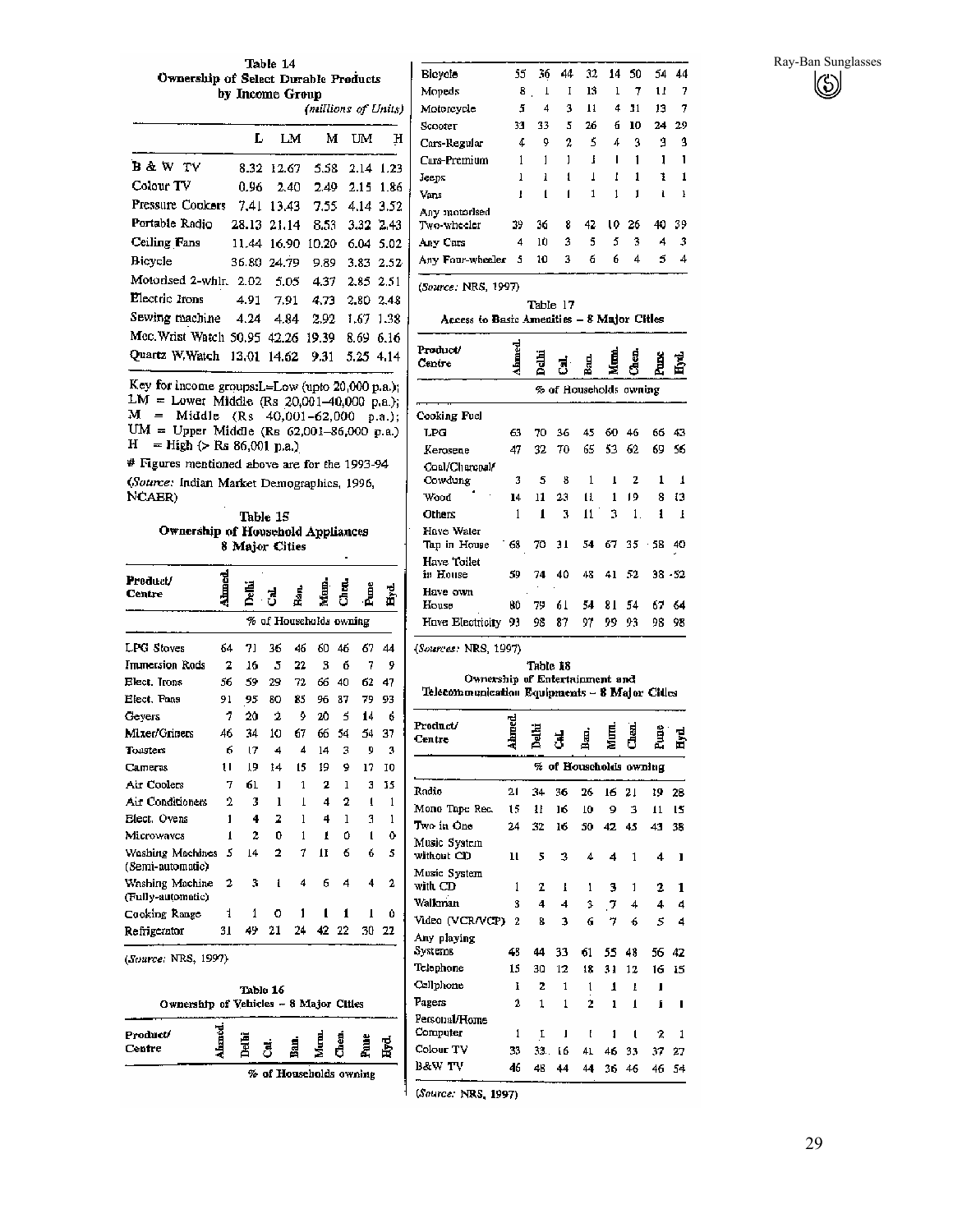## Table 14
### Ownership of Select Durable Products by Income Group

*(millions of Units)*

| | L | LM | M | UM | H |
|---|---|---|---|---|---|
| B & W TV | 8.32 | 12.67 | 5.58 | 2.14 | 1.23 |
| Colour TV | 0.96 | 2.40 | 2.49 | 2.15 | 1.86 |
| Pressure Cookers | 7.41 | 13.43 | 7.55 | 4.14 | 3.52 |
| Portable Radio | 28.13 | 21.14 | 8.53 | 3.32 | 2.43 |
| Ceiling Fans | 11.44 | 16.90 | 10.20 | 6.04 | 5.02 |
| Bicycle | 36.80 | 24.79 | 9.89 | 3.83 | 2.52 |
| Motorised 2-whlr. | 2.02 | 5.05 | 4.37 | 2.85 | 2.51 |
| Electric Irons | 4.91 | 7.91 | 4.73 | 2.80 | 2.48 |
| Sewing machine | 4.24 | 4.84 | 2.92 | 1.67 | 1.38 |
| Mec.Wrist Watch | 50.95 | 42.26 | 19.39 | 8.69 | 6.16 |
| Quartz W.Watch | 13.01 | 14.62 | 9.31 | 5.25 | 4.14 |

Key for income groups:L=Low (upto 20,000 p.a.); LM = Lower Middle (Rs 20,001–40,000 p.a.); M = Middle (Rs 40,001–62,000 p.a.); UM = Upper Middle (Rs 62,001–86,000 p.a.) H = High (> Rs 86,001 p.a.)

# Figures mentioned above are for the 1993-94

*(Source:* Indian Market Demographics, 1996, NCAER)

## Table 15
### Ownership of Household Appliances 8 Major Cities

| Product/ Centre | Ahmed. | Delhi | Cal. | Ban. | Mum. | Chen. | Pune | Hyd. |
|---|---|---|---|---|---|---|---|---|
| | % of Households owning | | | | | | | |
| LPG Stoves | 64 | 71 | 36 | 46 | 60 | 46 | 67 | 44 |
| Immersion Rods | 2 | 16 | 5 | 22 | 3 | 6 | 7 | 9 |
| Elect. Irons | 56 | 59 | 29 | 72 | 66 | 40 | 62 | 47 |
| Elect. Fans | 91 | 95 | 80 | 85 | 96 | 87 | 79 | 93 |
| Geysers | 7 | 20 | 2 | 9 | 20 | 5 | 14 | 6 |
| Mixer/Griners | 46 | 34 | 10 | 67 | 66 | 54 | 54 | 37 |
| Toasters | 6 | 17 | 4 | 4 | 14 | 3 | 9 | 3 |
| Cameras | 11 | 19 | 14 | 15 | 19 | 9 | 17 | 10 |
| Air Coolers | 7 | 61 | 1 | 1 | 2 | 1 | 3 | 15 |
| Air Conditioners | 2 | 3 | 1 | 1 | 4 | 2 | 1 | 1 |
| Elect. Ovens | 1 | 4 | 2 | 1 | 4 | 1 | 3 | 1 |
| Microwaves | 1 | 2 | 0 | 1 | 1 | 0 | 1 | 0 |
| Washing Machines (Semi-automatic) | 5 | 14 | 2 | 7 | 11 | 6 | 6 | 5 |
| Washing Machine (Fully-automatic) | 2 | 3 | 1 | 4 | 6 | 4 | 4 | 2 |
| Cooking Range | 1 | 1 | 0 | 1 | 1 | 1 | 1 | 0 |
| Refrigerator | 31 | 49 | 21 | 24 | 42 | 22 | 30 | 22 |

*(Source:* NRS, 1997)

## Table 16
### Ownership of Vehicles – 8 Major Cities

| Product/ Centre | Ahmed. | Delhi | Cal. | Ban. | Mum. | Chen. | Pune | Hyd. |
|---|---|---|---|---|---|---|---|---|
| | % of Households owning | | | | | | | |
| Bicycle | 55 | 36 | 44 | 32 | 14 | 50 | 54 | 44 |
| Mopeds | 8 | 1 | 1 | 13 | 1 | 7 | 11 | 7 |
| Motorcycle | 5 | 4 | 3 | 11 | 4 | 11 | 13 | 7 |
| Scooter | 33 | 33 | 5 | 26 | 6 | 10 | 24 | 29 |
| Cars-Regular | 4 | 9 | 2 | 5 | 4 | 3 | 3 | 3 |
| Cars-Premium | 1 | 1 | 1 | 1 | 1 | 1 | 1 | 1 |
| Jeeps | 1 | 1 | 1 | 1 | 1 | 1 | 1 | 1 |
| Vans | 1 | 1 | 1 | 1 | 1 | 1 | 1 | 1 |
| Any motorised Two-wheeler | 39 | 36 | 8 | 42 | 10 | 26 | 40 | 39 |
| Any Cars | 4 | 10 | 3 | 5 | 5 | 3 | 4 | 3 |
| Any Four-wheeler | 5 | 10 | 3 | 6 | 6 | 4 | 5 | 4 |

*(Source:* NRS, 1997)

## Table 17
### Access to Basic Amenities – 8 Major Cities

| Product/ Centre | Ahmed. | Delhi | Cal. | Ban. | Mum. | Chen. | Pune | Hyd. |
|---|---|---|---|---|---|---|---|---|
| | % of Households owning | | | | | | | |
| Cooking Fuel | | | | | | | | |
| LPG | 63 | 70 | 36 | 45 | 60 | 46 | 66 | 43 |
| Kerosene | 47 | 32 | 70 | 65 | 53 | 62 | 69 | 56 |
| Coal/Charcoal/ Cowdung | 3 | 5 | 8 | 1 | 1 | 2 | 1 | 1 |
| Wood | 14 | 11 | 23 | 11 | 1 | 19 | 8 | 13 |
| Others | 1 | 1 | 3 | 11 | 3 | 1 | 1 | 1 |
| Have Water Tap in House | 68 | 70 | 31 | 54 | 67 | 35 | 58 | 40 |
| Have Toilet in House | 59 | 74 | 40 | 48 | 41 | 52 | 38 | 52 |
| Have own House | 80 | 79 | 61 | 54 | 81 | 54 | 67 | 64 |
| Have Electricity | 93 | 98 | 87 | 97 | 99 | 93 | 98 | 98 |

*(Sources:* NRS, 1997)

## Table 18
### Ownership of Entertainment and Telecommunication Equipments – 8 Major Cities

| Product/ Centre | Ahmed. | Delhi | Cal. | Ban. | Mum. | Chen. | Pune | Hyd. |
|---|---|---|---|---|---|---|---|---|
| | % of Households owning | | | | | | | |
| Radio | 21 | 34 | 36 | 26 | 16 | 21 | 19 | 28 |
| Mono Tape Rec. | 15 | 11 | 16 | 10 | 9 | 3 | 11 | 15 |
| Two in One | 24 | 32 | 16 | 50 | 42 | 45 | 43 | 38 |
| Music System without CD | 11 | 5 | 3 | 4 | 4 | 1 | 4 | 1 |
| Music System with CD | 1 | 2 | 1 | 1 | 3 | 1 | 2 | 1 |
| Walkman | 3 | 4 | 4 | 3 | 7 | 4 | 4 | 4 |
| Video (VCR/VCP) | 2 | 8 | 3 | 6 | 7 | 6 | 5 | 4 |
| Any playing Systems | 48 | 44 | 33 | 61 | 55 | 48 | 56 | 42 |
| Telephone | 15 | 30 | 12 | 18 | 31 | 12 | 16 | 15 |
| Cellphone | 1 | 2 | 1 | 1 | 1 | 1 | 1 | |
| Pagers | 2 | 1 | 1 | 2 | 1 | 1 | 1 | 1 |
| Personal/Home Computer | 1 | 1 | 1 | 1 | 1 | 1 | 2 | 1 |
| Colour TV | 33 | 33 | 16 | 41 | 46 | 33 | 37 | 27 |
| B&W TV | 46 | 48 | 44 | 44 | 36 | 46 | 46 | 54 |

*(Source:* NRS, 1997)

Ray-Ban Sunglasses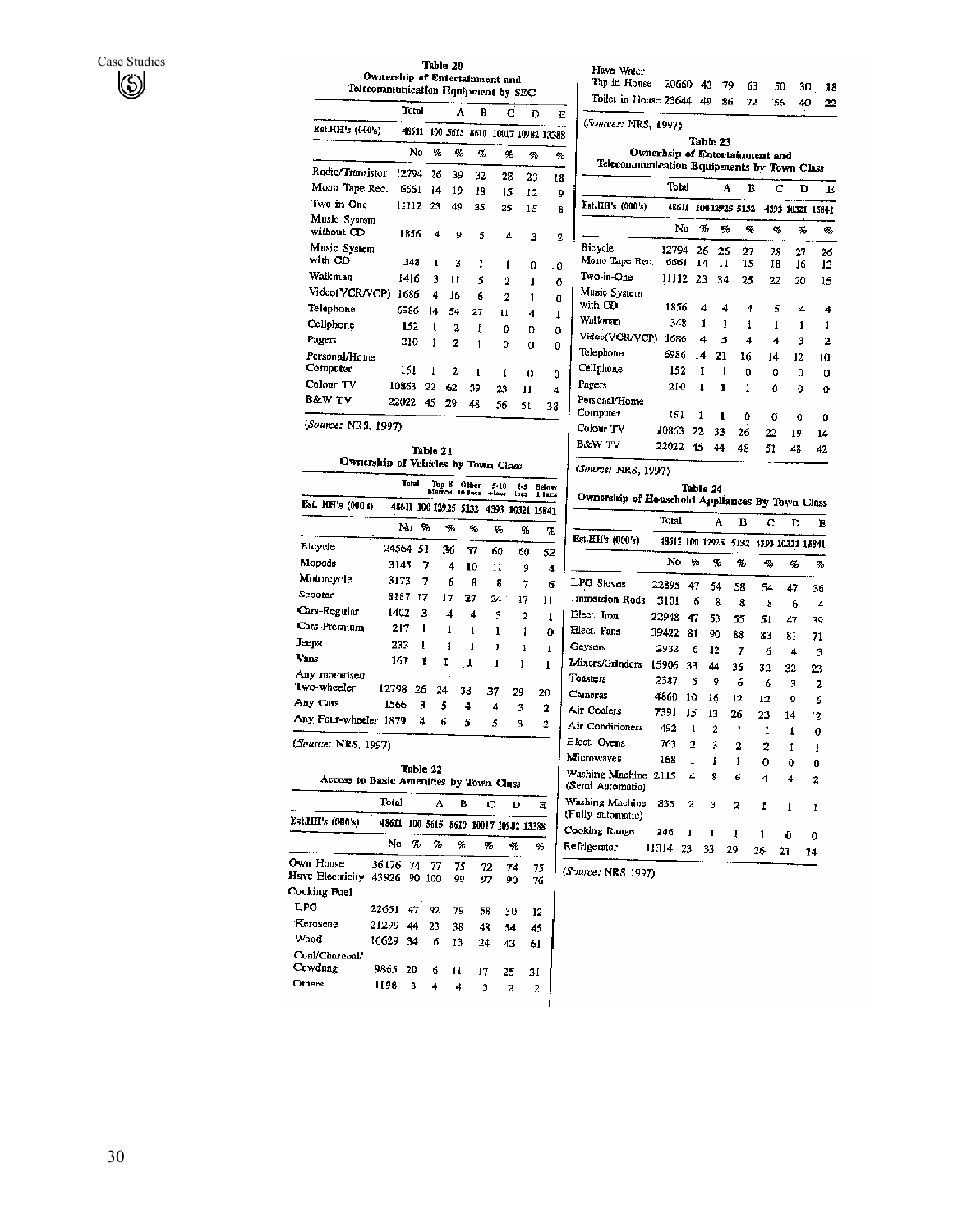**Table 20**
**Ownership of Entertainment and Telecommunication Equipment by SEC**

| | Total | | A | B | C | D | E |
|---|---|---|---|---|---|---|---|
| Est.HH's (000's) | 48611 | 100 | 5615 | 8610 | 10017 | 10982 | 13388 |
| | No | % | % | % | % | % | % |
| Radio/Transistor | 12794 | 26 | 39 | 32 | 28 | 23 | 18 |
| Mono Tape Rec. | 6661 | 14 | 19 | 18 | 15 | 12 | 9 |
| Two in One | 11112 | 23 | 49 | 35 | 25 | 15 | 8 |
| Music System without CD | 1856 | 4 | 9 | 5 | 4 | 3 | 2 |
| Music System with CD | 348 | 1 | 3 | 1 | 1 | 0 | 0 |
| Walkman | 1416 | 3 | 11 | 5 | 2 | 1 | 0 |
| Video(VCR/VCP) | 1686 | 4 | 16 | 6 | 2 | 1 | 0 |
| Telephone | 6986 | 14 | 54 | 27 | 11 | 4 | 1 |
| Cellphone | 152 | 1 | 2 | 1 | 0 | 0 | 0 |
| Pagers | 210 | 1 | 2 | 1 | 0 | 0 | 0 |
| Personal/Home Computer | 151 | 1 | 2 | 1 | 1 | 0 | 0 |
| Colour TV | 10863 | 22 | 62 | 39 | 23 | 11 | 4 |
| B&W TV | 22022 | 45 | 29 | 48 | 56 | 51 | 38 |

(*Source:* NRS, 1997)

**Table 21**
**Ownership of Vehicles by Town Class**

| | Total | | Top 8 Metros | Other 10 lacs | 5-10 +lacs | 1-5 lacs | Below 1 lacs |
|---|---|---|---|---|---|---|---|
| Est. HH's (000's) | 48611 | 100 | 12925 | 5132 | 4393 | 10321 | 15841 |
| | No | % | % | % | % | % | % |
| Bicycle | 24564 | 51 | 36 | 57 | 60 | 60 | 52 |
| Mopeds | 3145 | 7 | 4 | 10 | 11 | 9 | 4 |
| Motorcycle | 3173 | 7 | 6 | 8 | 8 | 7 | 6 |
| Scooter | 8187 | 17 | 17 | 27 | 24 | 17 | 11 |
| Cars-Regular | 1402 | 3 | 4 | 4 | 3 | 2 | 1 |
| Cars-Premium | 217 | 1 | 1 | 1 | 1 | 1 | 0 |
| Jeeps | 233 | 1 | 1 | 1 | 1 | 1 | 1 |
| Vans | 161 | 1 | 1 | 1 | 1 | 1 | 1 |
| Any motorised Two-wheeler | 12798 | 26 | 24 | 38 | 37 | 29 | 20 |
| Any Cars | 1566 | 3 | 5 | 4 | 4 | 3 | 2 |
| Any Four-wheeler | 1879 | 4 | 6 | 5 | 5 | 3 | 2 |

(*Source:* NRS, 1997)

**Table 22**
**Access to Basic Amenities by Town Class**

| | Total | | A | B | C | D | E |
|---|---|---|---|---|---|---|---|
| Est.HH's (000's) | 48611 | 100 | 5615 | 8610 | 10017 | 10982 | 13388 |
| | No | % | % | % | % | % | % |
| Own House | 36176 | 74 | 77 | 75 | 72 | 74 | 75 |
| Have Electricity | 43926 | 90 | 100 | 99 | 97 | 90 | 76 |
| Cooking Fuel | | | | | | | |
| LPG | 22651 | 47 | 92 | 79 | 58 | 30 | 12 |
| Kerosene | 21299 | 44 | 23 | 38 | 48 | 54 | 45 |
| Wood | 16629 | 34 | 6 | 13 | 24 | 43 | 61 |
| Coal/Charcoal/ Cowdung | 9865 | 20 | 6 | 11 | 17 | 25 | 31 |
| Others | 1198 | 3 | 4 | 4 | 3 | 2 | 2 |
| Have Water Tap in House | 20660 | 43 | 79 | 63 | 50 | 30 | 18 |
| Toilet in House | 23644 | 49 | 86 | 72 | 56 | 40 | 22 |

(*Sources:* NRS, 1997)

**Table 23**
**Ownership of Entertainment and Telecommunication Equipments by Town Class**

| | Total | | A | B | C | D | E |
|---|---|---|---|---|---|---|---|
| Est.HH's (000's) | 48611 | 100 | 12925 | 5132 | 4393 | 10321 | 15841 |
| | No | % | % | % | % | % | % |
| Bicycle | 12794 | 26 | 26 | 27 | 28 | 27 | 26 |
| Mono Tape Rec. | 6661 | 14 | 11 | 15 | 18 | 16 | 13 |
| Two-in-One | 11112 | 23 | 34 | 25 | 22 | 20 | 15 |
| Music System with CD | 1856 | 4 | 4 | 4 | 5 | 4 | 4 |
| Walkman | 348 | 1 | 1 | 1 | 1 | 1 | 1 |
| Video(VCR/VCP) | 1686 | 4 | 5 | 4 | 4 | 3 | 2 |
| Telephone | 6986 | 14 | 21 | 16 | 14 | 12 | 10 |
| Cellphone | 152 | 1 | 1 | 0 | 0 | 0 | 0 |
| Pagers | 210 | 1 | 1 | 1 | 0 | 0 | 0 |
| Personal/Home Computer | 151 | 1 | 1 | 0 | 0 | 0 | 0 |
| Colour TV | 10863 | 22 | 33 | 26 | 22 | 19 | 14 |
| B&W TV | 22022 | 45 | 44 | 48 | 51 | 48 | 42 |

(*Source:* NRS, 1997)

**Table 24**
**Ownership of Household Appliances By Town Class**

| | Total | | A | B | C | D | E |
|---|---|---|---|---|---|---|---|
| Est.HH's (000's) | 48612 | 100 | 12925 | 5132 | 4393 | 10321 | 15841 |
| | No | % | % | % | % | % | % |
| LPG Stoves | 22895 | 47 | 54 | 58 | 54 | 47 | 36 |
| Immersion Rods | 3101 | 6 | 8 | 8 | 8 | 6 | 4 |
| Elect. Iron | 22948 | 47 | 53 | 55 | 51 | 47 | 39 |
| Elect. Fans | 39422 | 81 | 90 | 88 | 83 | 81 | 71 |
| Geysers | 2932 | 6 | 12 | 7 | 6 | 4 | 3 |
| Mixers/Grinders | 15906 | 33 | 44 | 36 | 32 | 32 | 23 |
| Toasters | 2387 | 5 | 9 | 6 | 6 | 3 | 2 |
| Cameras | 4860 | 10 | 16 | 12 | 12 | 9 | 6 |
| Air Coolers | 7391 | 15 | 13 | 26 | 23 | 14 | 12 |
| Air Conditioners | 492 | 1 | 2 | 1 | 1 | 1 | 0 |
| Elect. Ovens | 763 | 2 | 3 | 2 | 2 | 1 | 1 |
| Microwaves | 168 | 1 | 1 | 1 | 0 | 0 | 0 |
| Washing Machine (Semi Automatic) | 2115 | 4 | 8 | 6 | 4 | 4 | 2 |
| Washing Machine (Fully automatic) | 835 | 2 | 3 | 2 | 1 | 1 | 1 |
| Cooking Range | 146 | 1 | 1 | 1 | 1 | 0 | 0 |
| Refrigerator | 11314 | 23 | 33 | 29 | 26 | 21 | 14 |

(*Source:* NRS 1997)